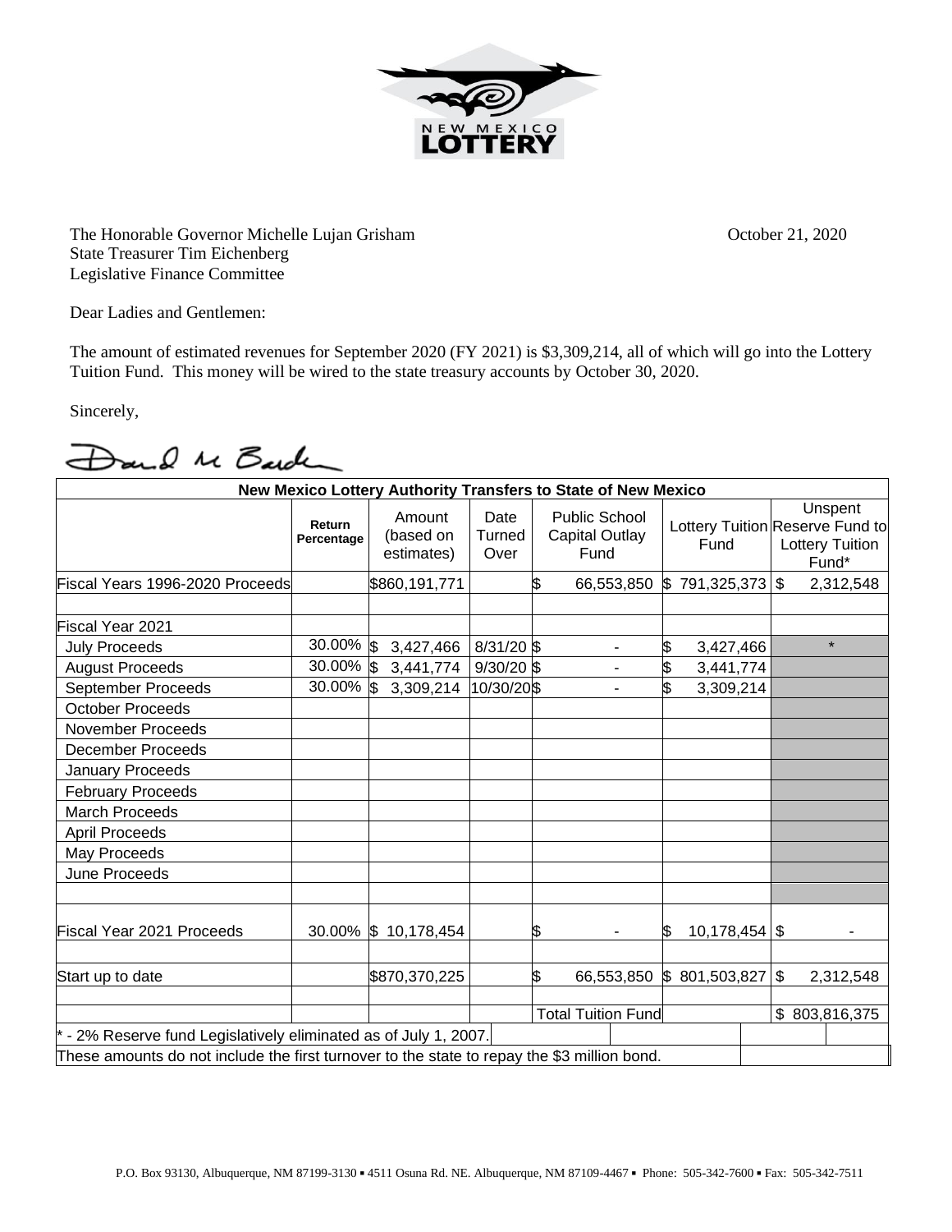The Honorable Governor Michelle Lujan Grisham
State Treasurer Tim Eichenberg
Legislative Finance Committee

October 21, 2020

Dear Ladies and Gentlemen:

The amount of estimated revenues for September 2020 (FY 2021) is $3,309,214, all of which will go into the Lottery Tuition Fund. This money will be wired to the state treasury accounts by October 30, 2020.

Sincerely,

**New Mexico Lottery Authority Transfers to State of New Mexico**

| | Return Percentage | Amount (based on estimates) | Date Turned Over | Public School Capital Outlay Fund | Lottery Tuition Fund | Unspent Reserve Fund to Lottery Tuition Fund* |
|---|---|---|---|---|---|---|
| Fiscal Years 1996-2020 Proceeds | | $860,191,771 | | $ 66,553,850 | $ 791,325,373 | $ 2,312,548 |
| | | | | | | |
| Fiscal Year 2021 | | | | | | |
| July Proceeds | 30.00% | $ 3,427,466 | 8/31/20 | $ - | $ 3,427,466 | * |
| August Proceeds | 30.00% | $ 3,441,774 | 9/30/20 | $ - | $ 3,441,774 | |
| September Proceeds | 30.00% | $ 3,309,214 | 10/30/20 | $ - | $ 3,309,214 | |
| October Proceeds | | | | | | |
| November Proceeds | | | | | | |
| December Proceeds | | | | | | |
| January Proceeds | | | | | | |
| February Proceeds | | | | | | |
| March Proceeds | | | | | | |
| April Proceeds | | | | | | |
| May Proceeds | | | | | | |
| June Proceeds | | | | | | |
| | | | | | | |
| Fiscal Year 2021 Proceeds | 30.00% | $ 10,178,454 | | $ - | $ 10,178,454 | $ - |
| | | | | | | |
| Start up to date | | $870,370,225 | | $ 66,553,850 | $ 801,503,827 | $ 2,312,548 |
| | | | | | | |
| | | | | Total Tuition Fund | | $ 803,816,375 |

\* - 2% Reserve fund Legislatively eliminated as of July 1, 2007.

These amounts do not include the first turnover to the state to repay the $3 million bond.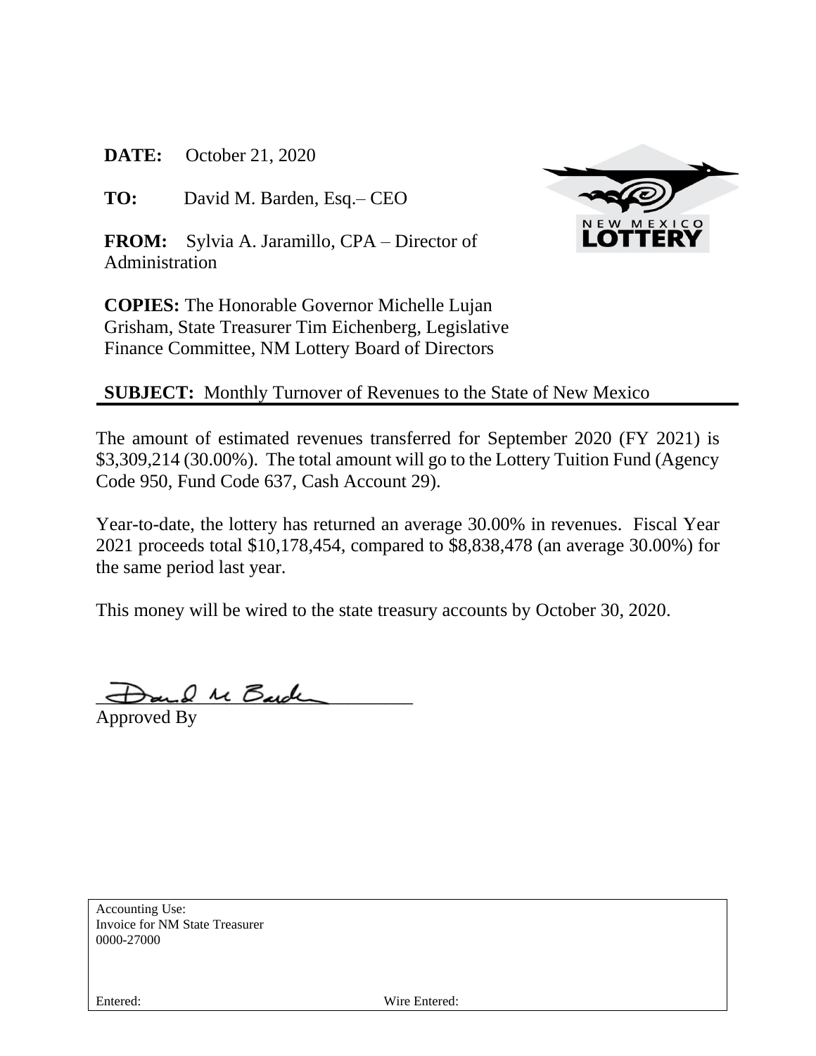**DATE:** October 21, 2020

**TO:** David M. Barden, Esq.– CEO

**FROM:** Sylvia A. Jaramillo, CPA – Director of Administration

**COPIES:** The Honorable Governor Michelle Lujan Grisham, State Treasurer Tim Eichenberg, Legislative Finance Committee, NM Lottery Board of Directors

NEW MEXICO LOTTERY

**SUBJECT:** Monthly Turnover of Revenues to the State of New Mexico

The amount of estimated revenues transferred for September 2020 (FY 2021) is $3,309,214 (30.00%). The total amount will go to the Lottery Tuition Fund (Agency Code 950, Fund Code 637, Cash Account 29).

Year-to-date, the lottery has returned an average 30.00% in revenues. Fiscal Year 2021 proceeds total $10,178,454, compared to $8,838,478 (an average 30.00%) for the same period last year.

This money will be wired to the state treasury accounts by October 30, 2020.

David M Barden
Approved By

Accounting Use:
Invoice for NM State Treasurer
0000-27000

Entered: Wire Entered: